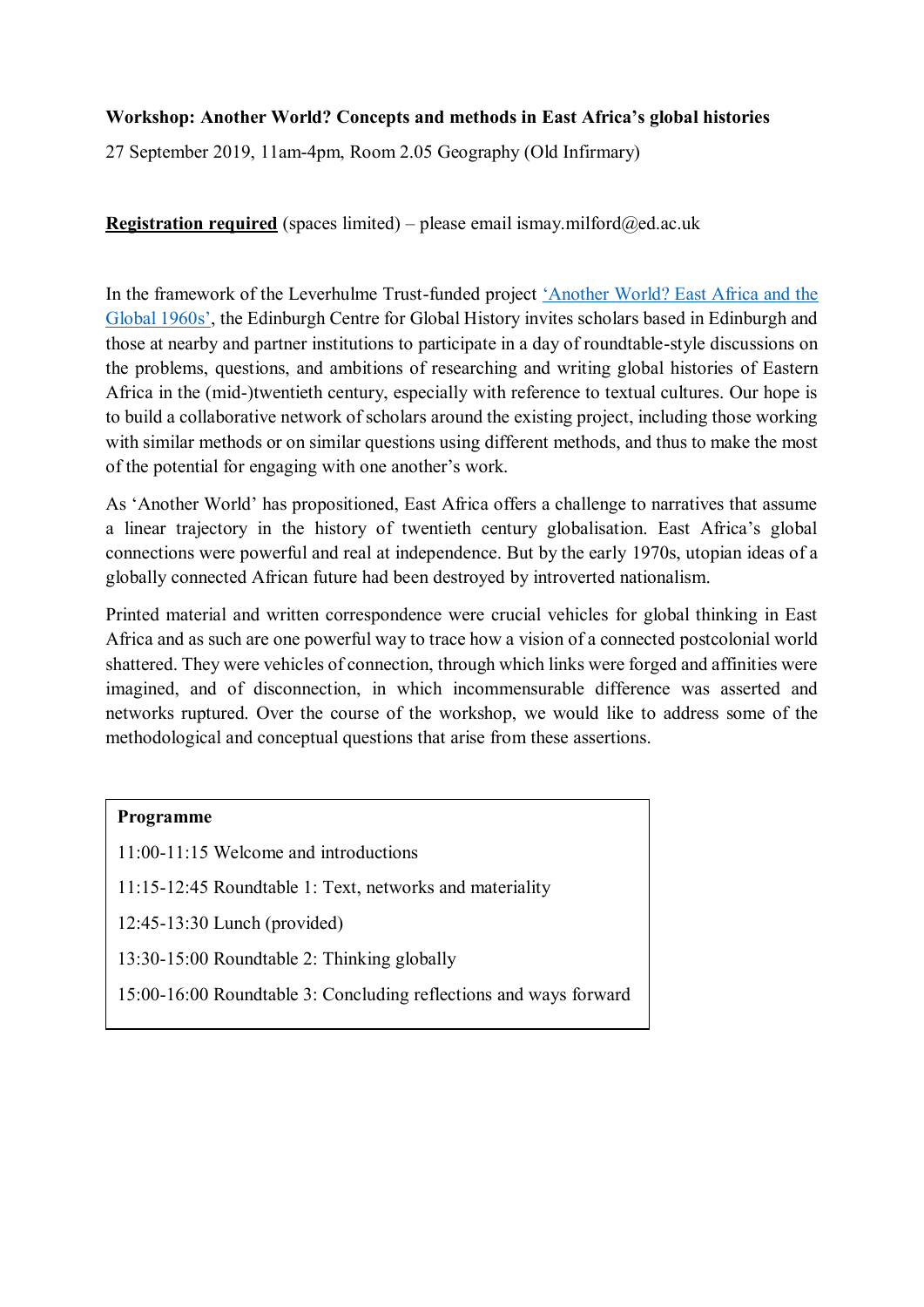**Workshop: Another World? Concepts and methods in East Africa's global histories**

27 September 2019, 11am-4pm, Room 2.05 Geography (Old Infirmary)

**Registration required** (spaces limited) – please email ismay.milford@ed.ac.uk

In the framework of the Leverhulme Trust-funded project 'Another World? East Africa and the Global 1960s', the Edinburgh Centre for Global History invites scholars based in Edinburgh and those at nearby and partner institutions to participate in a day of roundtable-style discussions on the problems, questions, and ambitions of researching and writing global histories of Eastern Africa in the (mid-)twentieth century, especially with reference to textual cultures. Our hope is to build a collaborative network of scholars around the existing project, including those working with similar methods or on similar questions using different methods, and thus to make the most of the potential for engaging with one another's work.

As 'Another World' has propositioned, East Africa offers a challenge to narratives that assume a linear trajectory in the history of twentieth century globalisation. East Africa's global connections were powerful and real at independence. But by the early 1970s, utopian ideas of a globally connected African future had been destroyed by introverted nationalism.

Printed material and written correspondence were crucial vehicles for global thinking in East Africa and as such are one powerful way to trace how a vision of a connected postcolonial world shattered. They were vehicles of connection, through which links were forged and affinities were imagined, and of disconnection, in which incommensurable difference was asserted and networks ruptured. Over the course of the workshop, we would like to address some of the methodological and conceptual questions that arise from these assertions.

**Programme**

11:00-11:15 Welcome and introductions

11:15-12:45 Roundtable 1: Text, networks and materiality

12:45-13:30 Lunch (provided)

13:30-15:00 Roundtable 2: Thinking globally

15:00-16:00 Roundtable 3: Concluding reflections and ways forward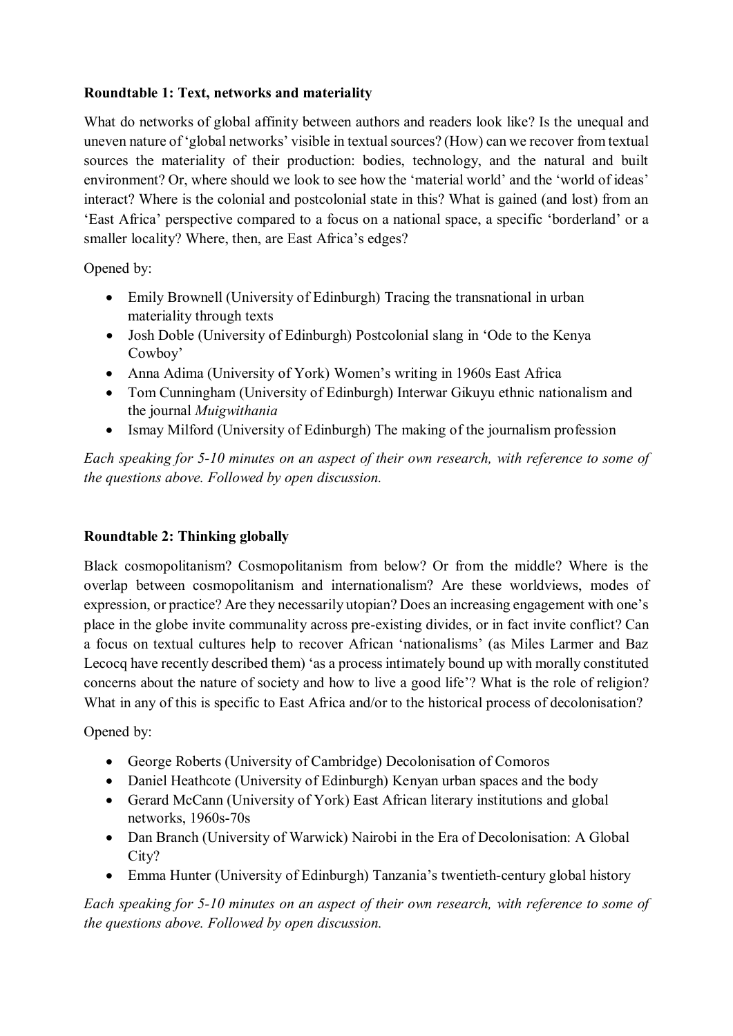**Roundtable 1: Text, networks and materiality**

What do networks of global affinity between authors and readers look like? Is the unequal and uneven nature of 'global networks' visible in textual sources? (How) can we recover from textual sources the materiality of their production: bodies, technology, and the natural and built environment? Or, where should we look to see how the 'material world' and the 'world of ideas' interact? Where is the colonial and postcolonial state in this? What is gained (and lost) from an 'East Africa' perspective compared to a focus on a national space, a specific 'borderland' or a smaller locality? Where, then, are East Africa's edges?

Opened by:

- Emily Brownell (University of Edinburgh) Tracing the transnational in urban materiality through texts
- Josh Doble (University of Edinburgh) Postcolonial slang in 'Ode to the Kenya Cowboy'
- Anna Adima (University of York) Women's writing in 1960s East Africa
- Tom Cunningham (University of Edinburgh) Interwar Gikuyu ethnic nationalism and the journal *Muigwithania*
- Ismay Milford (University of Edinburgh) The making of the journalism profession

*Each speaking for 5-10 minutes on an aspect of their own research, with reference to some of the questions above. Followed by open discussion.*

**Roundtable 2: Thinking globally**

Black cosmopolitanism? Cosmopolitanism from below? Or from the middle? Where is the overlap between cosmopolitanism and internationalism? Are these worldviews, modes of expression, or practice? Are they necessarily utopian? Does an increasing engagement with one's place in the globe invite communality across pre-existing divides, or in fact invite conflict? Can a focus on textual cultures help to recover African 'nationalisms' (as Miles Larmer and Baz Lecocq have recently described them) 'as a process intimately bound up with morally constituted concerns about the nature of society and how to live a good life'? What is the role of religion? What in any of this is specific to East Africa and/or to the historical process of decolonisation?

Opened by:

- George Roberts (University of Cambridge) Decolonisation of Comoros
- Daniel Heathcote (University of Edinburgh) Kenyan urban spaces and the body
- Gerard McCann (University of York) East African literary institutions and global networks, 1960s-70s
- Dan Branch (University of Warwick) Nairobi in the Era of Decolonisation: A Global City?
- Emma Hunter (University of Edinburgh) Tanzania's twentieth-century global history

*Each speaking for 5-10 minutes on an aspect of their own research, with reference to some of the questions above. Followed by open discussion.*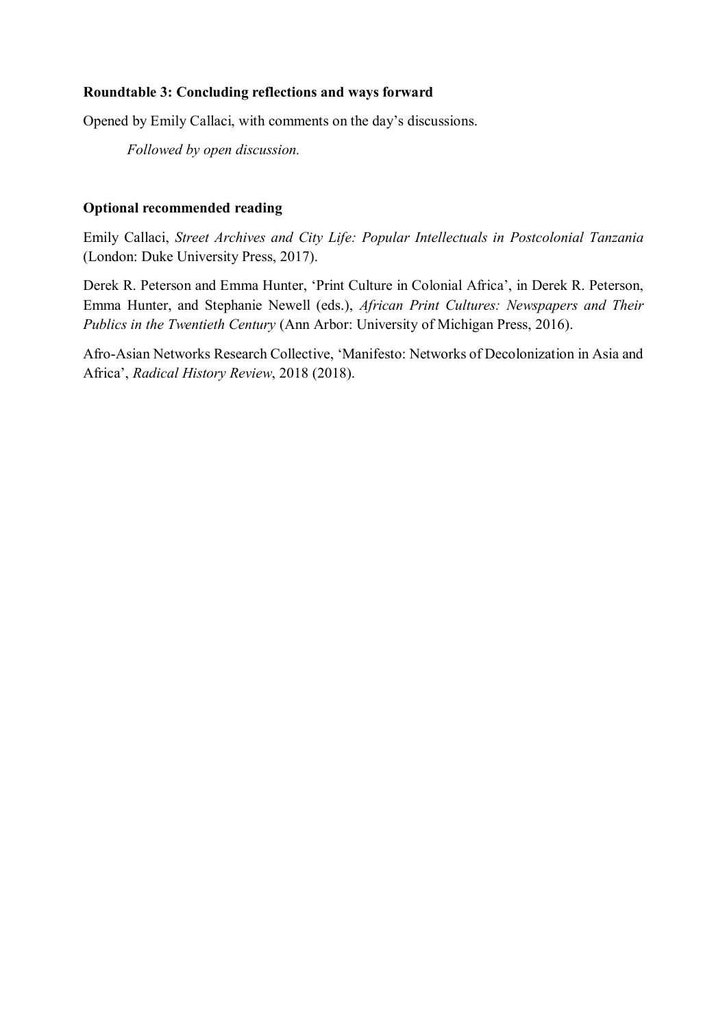**Roundtable 3: Concluding reflections and ways forward**

Opened by Emily Callaci, with comments on the day's discussions.

*Followed by open discussion.*

**Optional recommended reading**

Emily Callaci, *Street Archives and City Life: Popular Intellectuals in Postcolonial Tanzania* (London: Duke University Press, 2017).

Derek R. Peterson and Emma Hunter, 'Print Culture in Colonial Africa', in Derek R. Peterson, Emma Hunter, and Stephanie Newell (eds.), *African Print Cultures: Newspapers and Their Publics in the Twentieth Century* (Ann Arbor: University of Michigan Press, 2016).

Afro-Asian Networks Research Collective, 'Manifesto: Networks of Decolonization in Asia and Africa', *Radical History Review*, 2018 (2018).